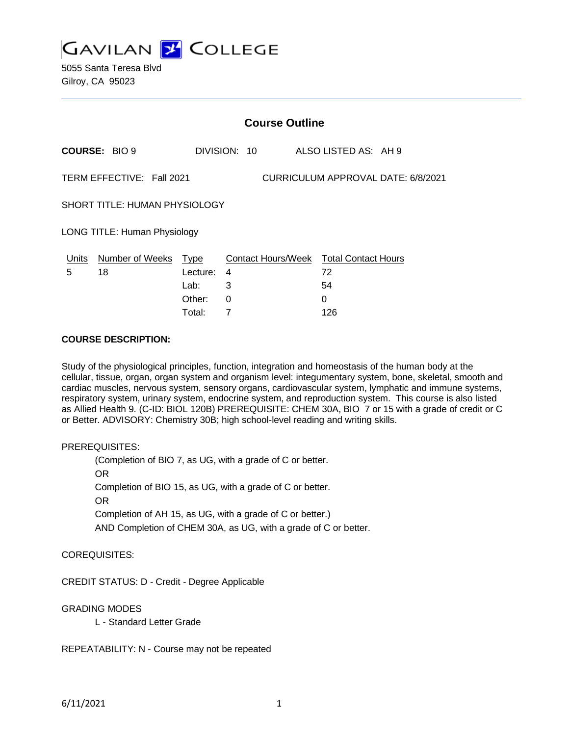# Gavilan College

5055 Santa Teresa Blvd
Gilroy, CA 95023

## Course Outline

**COURSE:** BIO 9 DIVISION: 10 ALSO LISTED AS: AH 9

TERM EFFECTIVE: Fall 2021 CURRICULUM APPROVAL DATE: 6/8/2021

SHORT TITLE: HUMAN PHYSIOLOGY

LONG TITLE: Human Physiology

| Units | Number of Weeks | Type | Contact Hours/Week | Total Contact Hours |
|---|---|---|---|---|
| 5 | 18 | Lecture: | 4 | 72 |
| | | Lab: | 3 | 54 |
| | | Other: | 0 | 0 |
| | | Total: | 7 | 126 |

**COURSE DESCRIPTION:**

Study of the physiological principles, function, integration and homeostasis of the human body at the cellular, tissue, organ, organ system and organism level: integumentary system, bone, skeletal, smooth and cardiac muscles, nervous system, sensory organs, cardiovascular system, lymphatic and immune systems, respiratory system, urinary system, endocrine system, and reproduction system. This course is also listed as Allied Health 9. (C-ID: BIOL 120B) PREREQUISITE: CHEM 30A, BIO 7 or 15 with a grade of credit or C or Better. ADVISORY: Chemistry 30B; high school-level reading and writing skills.

PREREQUISITES:

(Completion of BIO 7, as UG, with a grade of C or better.
OR
Completion of BIO 15, as UG, with a grade of C or better.
OR
Completion of AH 15, as UG, with a grade of C or better.)
AND Completion of CHEM 30A, as UG, with a grade of C or better.

COREQUISITES:

CREDIT STATUS: D - Credit - Degree Applicable

GRADING MODES

L - Standard Letter Grade

REPEATABILITY: N - Course may not be repeated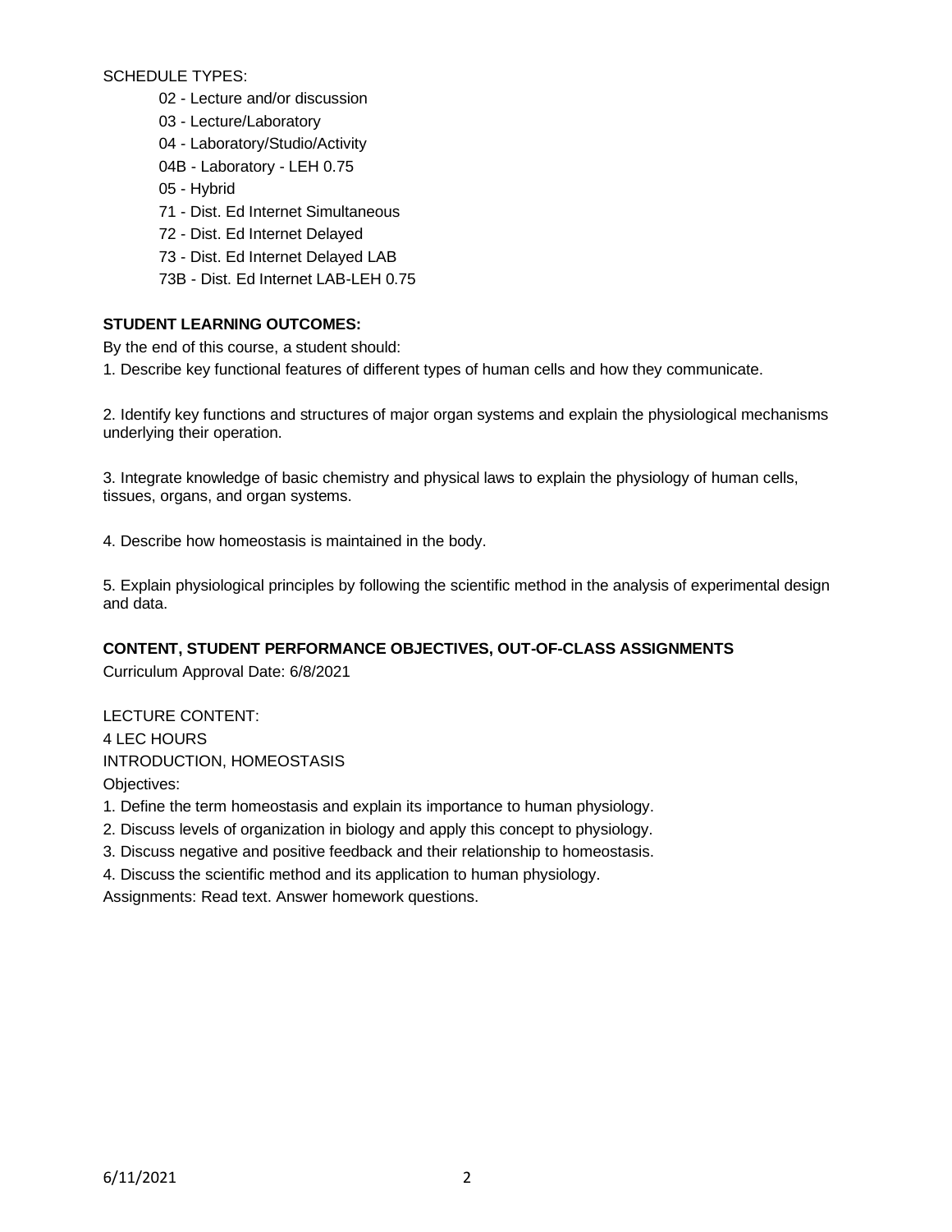SCHEDULE TYPES:

- 02 - Lecture and/or discussion
- 03 - Lecture/Laboratory
- 04 - Laboratory/Studio/Activity
- 04B - Laboratory - LEH 0.75
- 05 - Hybrid
- 71 - Dist. Ed Internet Simultaneous
- 72 - Dist. Ed Internet Delayed
- 73 - Dist. Ed Internet Delayed LAB
- 73B - Dist. Ed Internet LAB-LEH 0.75

**STUDENT LEARNING OUTCOMES:**

By the end of this course, a student should:

1. Describe key functional features of different types of human cells and how they communicate.

2. Identify key functions and structures of major organ systems and explain the physiological mechanisms underlying their operation.

3. Integrate knowledge of basic chemistry and physical laws to explain the physiology of human cells, tissues, organs, and organ systems.

4. Describe how homeostasis is maintained in the body.

5. Explain physiological principles by following the scientific method in the analysis of experimental design and data.

**CONTENT, STUDENT PERFORMANCE OBJECTIVES, OUT-OF-CLASS ASSIGNMENTS**

Curriculum Approval Date: 6/8/2021

LECTURE CONTENT:

4 LEC HOURS

INTRODUCTION, HOMEOSTASIS

Objectives:

1. Define the term homeostasis and explain its importance to human physiology.
2. Discuss levels of organization in biology and apply this concept to physiology.
3. Discuss negative and positive feedback and their relationship to homeostasis.
4. Discuss the scientific method and its application to human physiology.

Assignments: Read text. Answer homework questions.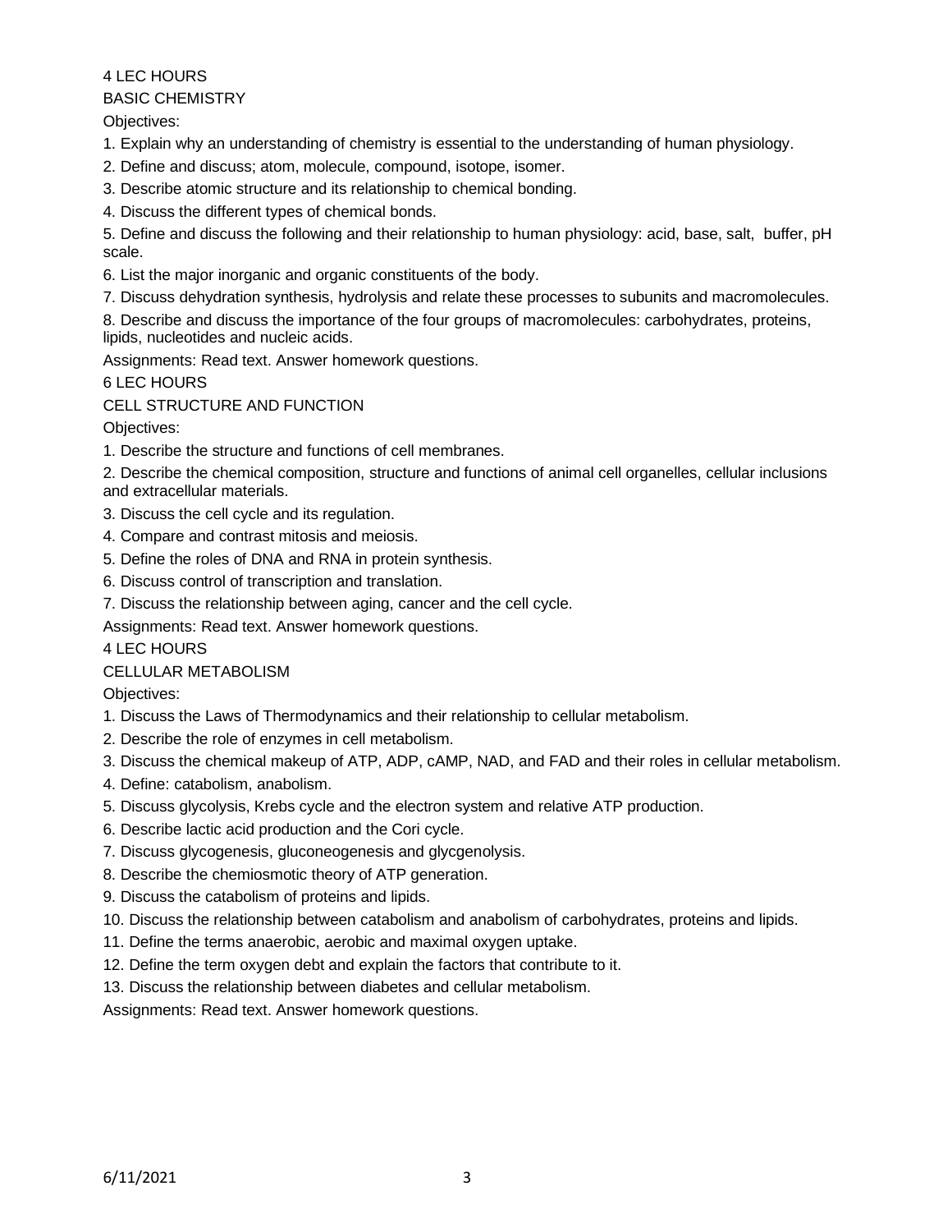4 LEC HOURS

BASIC CHEMISTRY

Objectives:

1. Explain why an understanding of chemistry is essential to the understanding of human physiology.
2. Define and discuss; atom, molecule, compound, isotope, isomer.
3. Describe atomic structure and its relationship to chemical bonding.
4. Discuss the different types of chemical bonds.
5. Define and discuss the following and their relationship to human physiology: acid, base, salt, buffer, pH scale.
6. List the major inorganic and organic constituents of the body.
7. Discuss dehydration synthesis, hydrolysis and relate these processes to subunits and macromolecules.
8. Describe and discuss the importance of the four groups of macromolecules: carbohydrates, proteins, lipids, nucleotides and nucleic acids.

Assignments: Read text. Answer homework questions.

6 LEC HOURS

CELL STRUCTURE AND FUNCTION

Objectives:

1. Describe the structure and functions of cell membranes.
2. Describe the chemical composition, structure and functions of animal cell organelles, cellular inclusions and extracellular materials.
3. Discuss the cell cycle and its regulation.
4. Compare and contrast mitosis and meiosis.
5. Define the roles of DNA and RNA in protein synthesis.
6. Discuss control of transcription and translation.
7. Discuss the relationship between aging, cancer and the cell cycle.

Assignments: Read text. Answer homework questions.

4 LEC HOURS

CELLULAR METABOLISM

Objectives:

1. Discuss the Laws of Thermodynamics and their relationship to cellular metabolism.
2. Describe the role of enzymes in cell metabolism.
3. Discuss the chemical makeup of ATP, ADP, cAMP, NAD, and FAD and their roles in cellular metabolism.
4. Define: catabolism, anabolism.
5. Discuss glycolysis, Krebs cycle and the electron system and relative ATP production.
6. Describe lactic acid production and the Cori cycle.
7. Discuss glycogenesis, gluconeogenesis and glycgenolysis.
8. Describe the chemiosmotic theory of ATP generation.
9. Discuss the catabolism of proteins and lipids.
10. Discuss the relationship between catabolism and anabolism of carbohydrates, proteins and lipids.
11. Define the terms anaerobic, aerobic and maximal oxygen uptake.
12. Define the term oxygen debt and explain the factors that contribute to it.
13. Discuss the relationship between diabetes and cellular metabolism.

Assignments: Read text. Answer homework questions.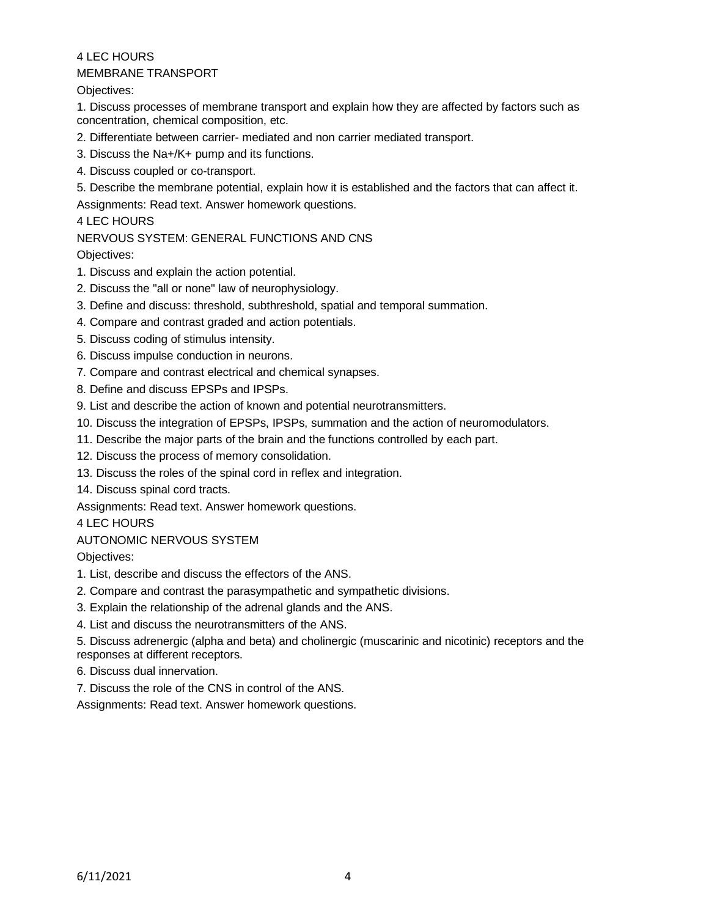4 LEC HOURS

MEMBRANE TRANSPORT

Objectives:

1. Discuss processes of membrane transport and explain how they are affected by factors such as concentration, chemical composition, etc.
2. Differentiate between carrier- mediated and non carrier mediated transport.
3. Discuss the $Na^+/K^+$ pump and its functions.
4. Discuss coupled or co-transport.
5. Describe the membrane potential, explain how it is established and the factors that can affect it.

Assignments: Read text. Answer homework questions.

4 LEC HOURS

NERVOUS SYSTEM: GENERAL FUNCTIONS AND CNS

Objectives:

1. Discuss and explain the action potential.
2. Discuss the "all or none" law of neurophysiology.
3. Define and discuss: threshold, subthreshold, spatial and temporal summation.
4. Compare and contrast graded and action potentials.
5. Discuss coding of stimulus intensity.
6. Discuss impulse conduction in neurons.
7. Compare and contrast electrical and chemical synapses.
8. Define and discuss EPSPs and IPSPs.
9. List and describe the action of known and potential neurotransmitters.
10. Discuss the integration of EPSPs, IPSPs, summation and the action of neuromodulators.
11. Describe the major parts of the brain and the functions controlled by each part.
12. Discuss the process of memory consolidation.
13. Discuss the roles of the spinal cord in reflex and integration.
14. Discuss spinal cord tracts.

Assignments: Read text. Answer homework questions.

4 LEC HOURS

AUTONOMIC NERVOUS SYSTEM

Objectives:

1. List, describe and discuss the effectors of the ANS.
2. Compare and contrast the parasympathetic and sympathetic divisions.
3. Explain the relationship of the adrenal glands and the ANS.
4. List and discuss the neurotransmitters of the ANS.
5. Discuss adrenergic (alpha and beta) and cholinergic (muscarinic and nicotinic) receptors and the responses at different receptors.
6. Discuss dual innervation.
7. Discuss the role of the CNS in control of the ANS.

Assignments: Read text. Answer homework questions.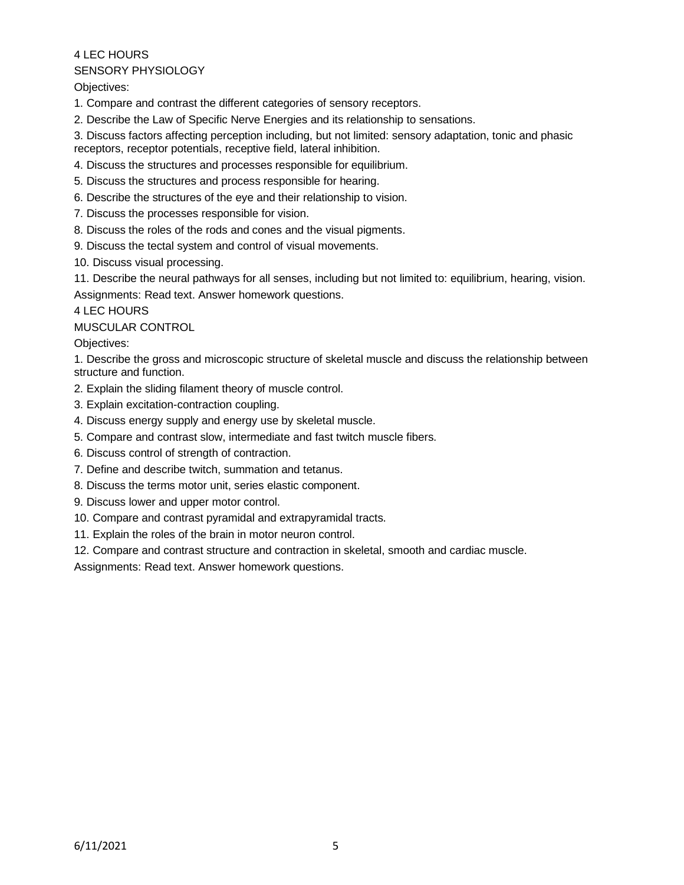4 LEC HOURS

SENSORY PHYSIOLOGY

Objectives:

1. Compare and contrast the different categories of sensory receptors.
2. Describe the Law of Specific Nerve Energies and its relationship to sensations.
3. Discuss factors affecting perception including, but not limited: sensory adaptation, tonic and phasic receptors, receptor potentials, receptive field, lateral inhibition.
4. Discuss the structures and processes responsible for equilibrium.
5. Discuss the structures and process responsible for hearing.
6. Describe the structures of the eye and their relationship to vision.
7. Discuss the processes responsible for vision.
8. Discuss the roles of the rods and cones and the visual pigments.
9. Discuss the tectal system and control of visual movements.
10. Discuss visual processing.
11. Describe the neural pathways for all senses, including but not limited to: equilibrium, hearing, vision.

Assignments: Read text. Answer homework questions.

4 LEC HOURS

MUSCULAR CONTROL

Objectives:

1. Describe the gross and microscopic structure of skeletal muscle and discuss the relationship between structure and function.
2. Explain the sliding filament theory of muscle control.
3. Explain excitation-contraction coupling.
4. Discuss energy supply and energy use by skeletal muscle.
5. Compare and contrast slow, intermediate and fast twitch muscle fibers.
6. Discuss control of strength of contraction.
7. Define and describe twitch, summation and tetanus.
8. Discuss the terms motor unit, series elastic component.
9. Discuss lower and upper motor control.
10. Compare and contrast pyramidal and extrapyramidal tracts.
11. Explain the roles of the brain in motor neuron control.
12. Compare and contrast structure and contraction in skeletal, smooth and cardiac muscle.

Assignments: Read text. Answer homework questions.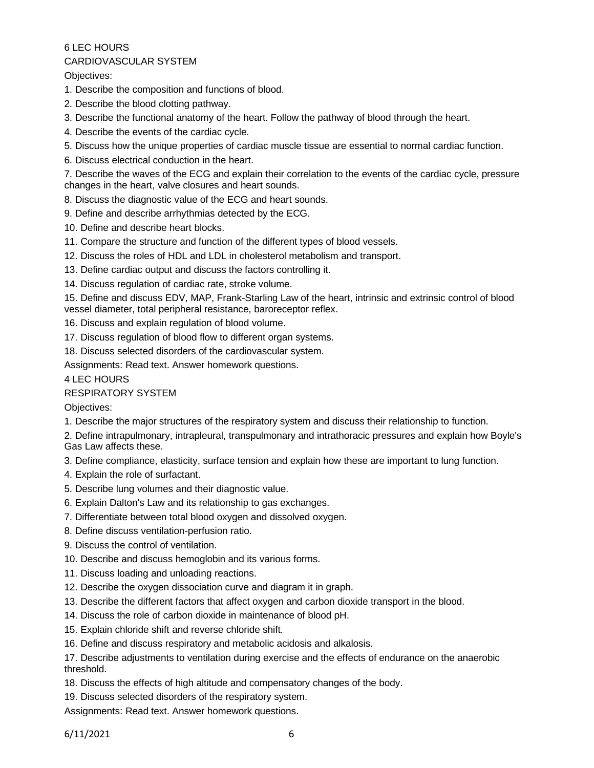6 LEC HOURS

CARDIOVASCULAR SYSTEM

Objectives:

1. Describe the composition and functions of blood.
2. Describe the blood clotting pathway.
3. Describe the functional anatomy of the heart. Follow the pathway of blood through the heart.
4. Describe the events of the cardiac cycle.
5. Discuss how the unique properties of cardiac muscle tissue are essential to normal cardiac function.
6. Discuss electrical conduction in the heart.
7. Describe the waves of the ECG and explain their correlation to the events of the cardiac cycle, pressure changes in the heart, valve closures and heart sounds.
8. Discuss the diagnostic value of the ECG and heart sounds.
9. Define and describe arrhythmias detected by the ECG.
10. Define and describe heart blocks.
11. Compare the structure and function of the different types of blood vessels.
12. Discuss the roles of HDL and LDL in cholesterol metabolism and transport.
13. Define cardiac output and discuss the factors controlling it.
14. Discuss regulation of cardiac rate, stroke volume.
15. Define and discuss EDV, MAP, Frank-Starling Law of the heart, intrinsic and extrinsic control of blood vessel diameter, total peripheral resistance, baroreceptor reflex.
16. Discuss and explain regulation of blood volume.
17. Discuss regulation of blood flow to different organ systems.
18. Discuss selected disorders of the cardiovascular system.

Assignments: Read text. Answer homework questions.

4 LEC HOURS

RESPIRATORY SYSTEM

Objectives:

1. Describe the major structures of the respiratory system and discuss their relationship to function.
2. Define intrapulmonary, intrapleural, transpulmonary and intrathoracic pressures and explain how Boyle's Gas Law affects these.
3. Define compliance, elasticity, surface tension and explain how these are important to lung function.
4. Explain the role of surfactant.
5. Describe lung volumes and their diagnostic value.
6. Explain Dalton's Law and its relationship to gas exchanges.
7. Differentiate between total blood oxygen and dissolved oxygen.
8. Define discuss ventilation-perfusion ratio.
9. Discuss the control of ventilation.
10. Describe and discuss hemoglobin and its various forms.
11. Discuss loading and unloading reactions.
12. Describe the oxygen dissociation curve and diagram it in graph.
13. Describe the different factors that affect oxygen and carbon dioxide transport in the blood.
14. Discuss the role of carbon dioxide in maintenance of blood pH.
15. Explain chloride shift and reverse chloride shift.
16. Define and discuss respiratory and metabolic acidosis and alkalosis.
17. Describe adjustments to ventilation during exercise and the effects of endurance on the anaerobic threshold.
18. Discuss the effects of high altitude and compensatory changes of the body.
19. Discuss selected disorders of the respiratory system.

Assignments: Read text. Answer homework questions.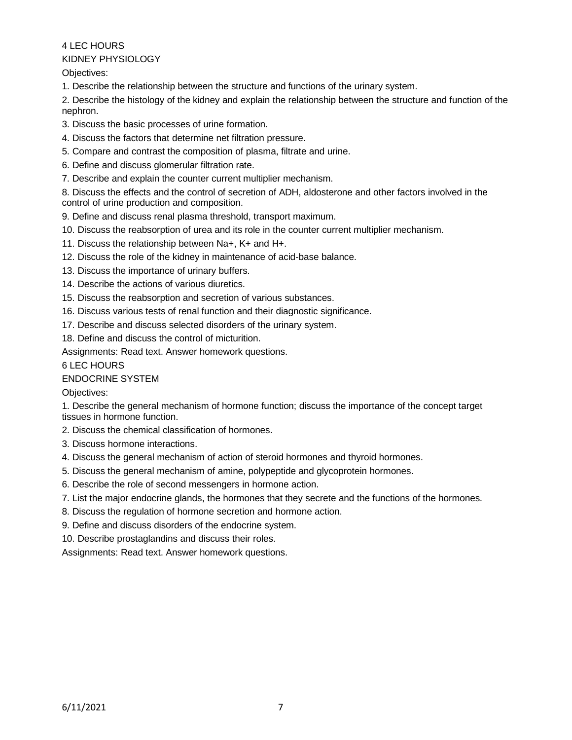4 LEC HOURS

KIDNEY PHYSIOLOGY

Objectives:

1. Describe the relationship between the structure and functions of the urinary system.
2. Describe the histology of the kidney and explain the relationship between the structure and function of the nephron.
3. Discuss the basic processes of urine formation.
4. Discuss the factors that determine net filtration pressure.
5. Compare and contrast the composition of plasma, filtrate and urine.
6. Define and discuss glomerular filtration rate.
7. Describe and explain the counter current multiplier mechanism.
8. Discuss the effects and the control of secretion of ADH, aldosterone and other factors involved in the control of urine production and composition.
9. Define and discuss renal plasma threshold, transport maximum.
10. Discuss the reabsorption of urea and its role in the counter current multiplier mechanism.
11. Discuss the relationship between $Na^+$, $K^+$ and $H^+$.
12. Discuss the role of the kidney in maintenance of acid-base balance.
13. Discuss the importance of urinary buffers.
14. Describe the actions of various diuretics.
15. Discuss the reabsorption and secretion of various substances.
16. Discuss various tests of renal function and their diagnostic significance.
17. Describe and discuss selected disorders of the urinary system.
18. Define and discuss the control of micturition.

Assignments: Read text. Answer homework questions.

6 LEC HOURS

ENDOCRINE SYSTEM

Objectives:

1. Describe the general mechanism of hormone function; discuss the importance of the concept target tissues in hormone function.
2. Discuss the chemical classification of hormones.
3. Discuss hormone interactions.
4. Discuss the general mechanism of action of steroid hormones and thyroid hormones.
5. Discuss the general mechanism of amine, polypeptide and glycoprotein hormones.
6. Describe the role of second messengers in hormone action.
7. List the major endocrine glands, the hormones that they secrete and the functions of the hormones.
8. Discuss the regulation of hormone secretion and hormone action.
9. Define and discuss disorders of the endocrine system.
10. Describe prostaglandins and discuss their roles.

Assignments: Read text. Answer homework questions.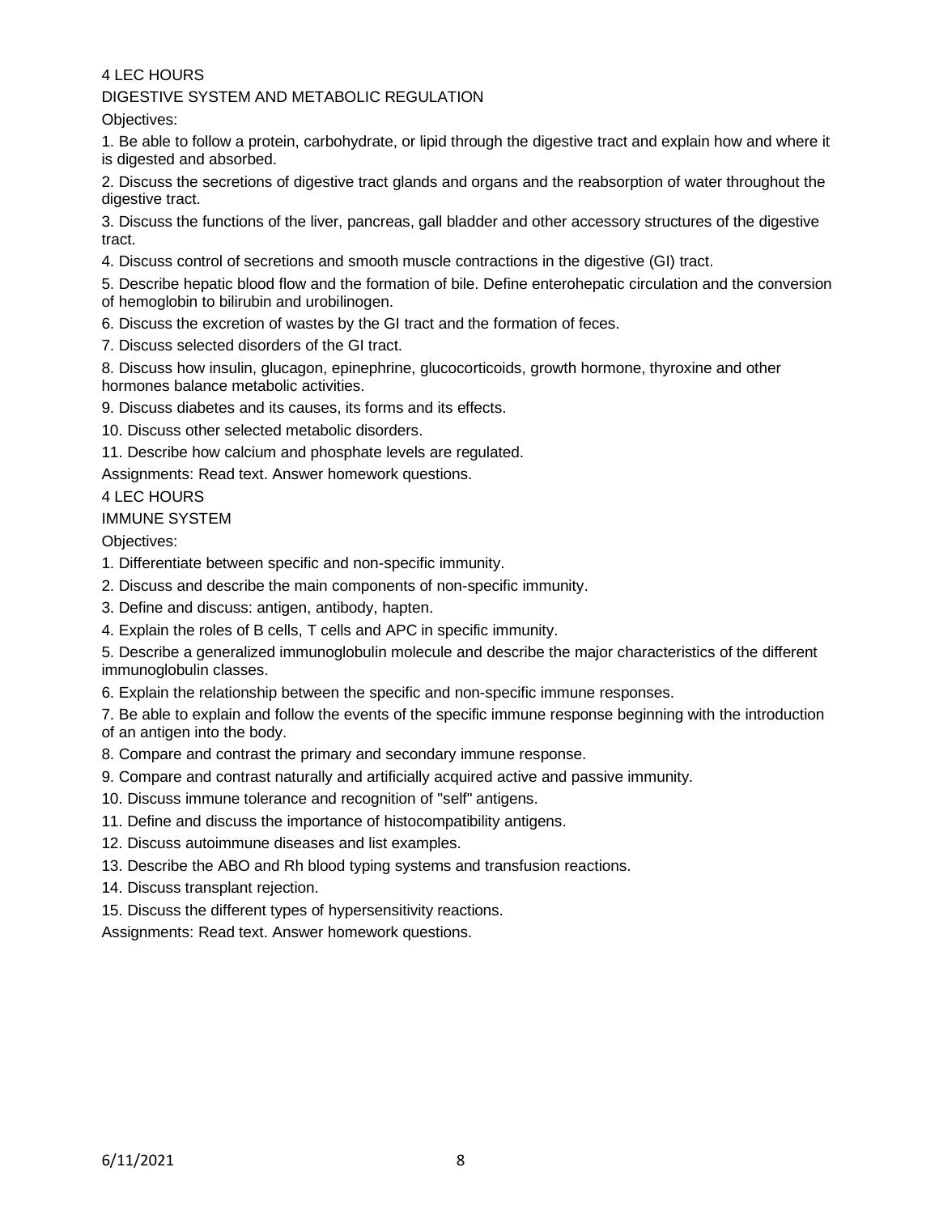4 LEC HOURS

DIGESTIVE SYSTEM AND METABOLIC REGULATION

Objectives:

1. Be able to follow a protein, carbohydrate, or lipid through the digestive tract and explain how and where it is digested and absorbed.
2. Discuss the secretions of digestive tract glands and organs and the reabsorption of water throughout the digestive tract.
3. Discuss the functions of the liver, pancreas, gall bladder and other accessory structures of the digestive tract.
4. Discuss control of secretions and smooth muscle contractions in the digestive (GI) tract.
5. Describe hepatic blood flow and the formation of bile. Define enterohepatic circulation and the conversion of hemoglobin to bilirubin and urobilinogen.
6. Discuss the excretion of wastes by the GI tract and the formation of feces.
7. Discuss selected disorders of the GI tract.
8. Discuss how insulin, glucagon, epinephrine, glucocorticoids, growth hormone, thyroxine and other hormones balance metabolic activities.
9. Discuss diabetes and its causes, its forms and its effects.
10. Discuss other selected metabolic disorders.
11. Describe how calcium and phosphate levels are regulated.

Assignments: Read text. Answer homework questions.

4 LEC HOURS

IMMUNE SYSTEM

Objectives:

1. Differentiate between specific and non-specific immunity.
2. Discuss and describe the main components of non-specific immunity.
3. Define and discuss: antigen, antibody, hapten.
4. Explain the roles of B cells, T cells and APC in specific immunity.
5. Describe a generalized immunoglobulin molecule and describe the major characteristics of the different immunoglobulin classes.
6. Explain the relationship between the specific and non-specific immune responses.
7. Be able to explain and follow the events of the specific immune response beginning with the introduction of an antigen into the body.
8. Compare and contrast the primary and secondary immune response.
9. Compare and contrast naturally and artificially acquired active and passive immunity.
10. Discuss immune tolerance and recognition of "self" antigens.
11. Define and discuss the importance of histocompatibility antigens.
12. Discuss autoimmune diseases and list examples.
13. Describe the ABO and Rh blood typing systems and transfusion reactions.
14. Discuss transplant rejection.
15. Discuss the different types of hypersensitivity reactions.

Assignments: Read text. Answer homework questions.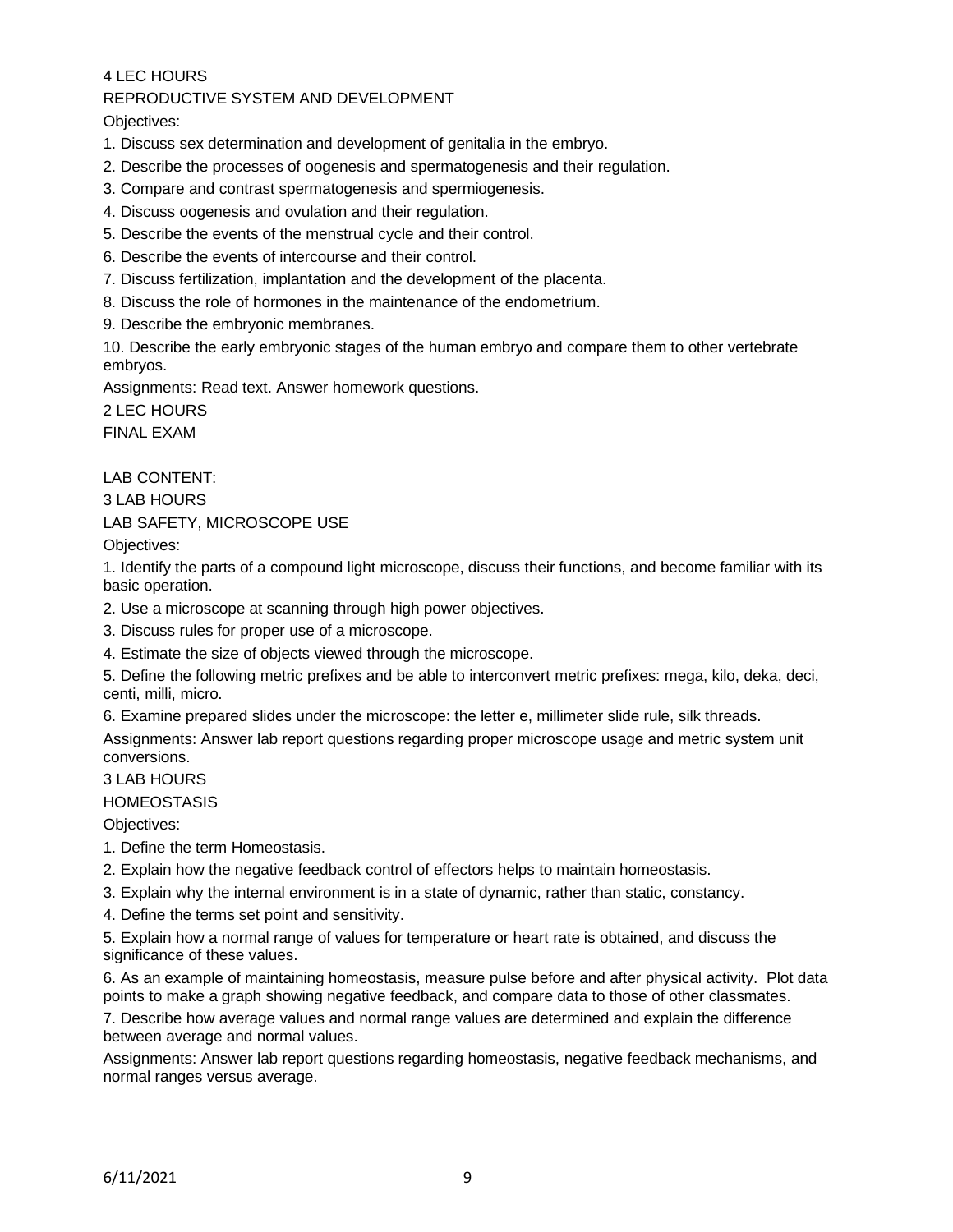4 LEC HOURS

REPRODUCTIVE SYSTEM AND DEVELOPMENT

Objectives:

1. Discuss sex determination and development of genitalia in the embryo.
2. Describe the processes of oogenesis and spermatogenesis and their regulation.
3. Compare and contrast spermatogenesis and spermiogenesis.
4. Discuss oogenesis and ovulation and their regulation.
5. Describe the events of the menstrual cycle and their control.
6. Describe the events of intercourse and their control.
7. Discuss fertilization, implantation and the development of the placenta.
8. Discuss the role of hormones in the maintenance of the endometrium.
9. Describe the embryonic membranes.
10. Describe the early embryonic stages of the human embryo and compare them to other vertebrate embryos.

Assignments: Read text. Answer homework questions.

2 LEC HOURS

FINAL EXAM

LAB CONTENT:

3 LAB HOURS

LAB SAFETY, MICROSCOPE USE

Objectives:

1. Identify the parts of a compound light microscope, discuss their functions, and become familiar with its basic operation.
2. Use a microscope at scanning through high power objectives.
3. Discuss rules for proper use of a microscope.
4. Estimate the size of objects viewed through the microscope.
5. Define the following metric prefixes and be able to interconvert metric prefixes: mega, kilo, deka, deci, centi, milli, micro.
6. Examine prepared slides under the microscope: the letter e, millimeter slide rule, silk threads.

Assignments: Answer lab report questions regarding proper microscope usage and metric system unit conversions.

3 LAB HOURS

HOMEOSTASIS

Objectives:

1. Define the term Homeostasis.
2. Explain how the negative feedback control of effectors helps to maintain homeostasis.
3. Explain why the internal environment is in a state of dynamic, rather than static, constancy.
4. Define the terms set point and sensitivity.
5. Explain how a normal range of values for temperature or heart rate is obtained, and discuss the significance of these values.
6. As an example of maintaining homeostasis, measure pulse before and after physical activity. Plot data points to make a graph showing negative feedback, and compare data to those of other classmates.
7. Describe how average values and normal range values are determined and explain the difference between average and normal values.

Assignments: Answer lab report questions regarding homeostasis, negative feedback mechanisms, and normal ranges versus average.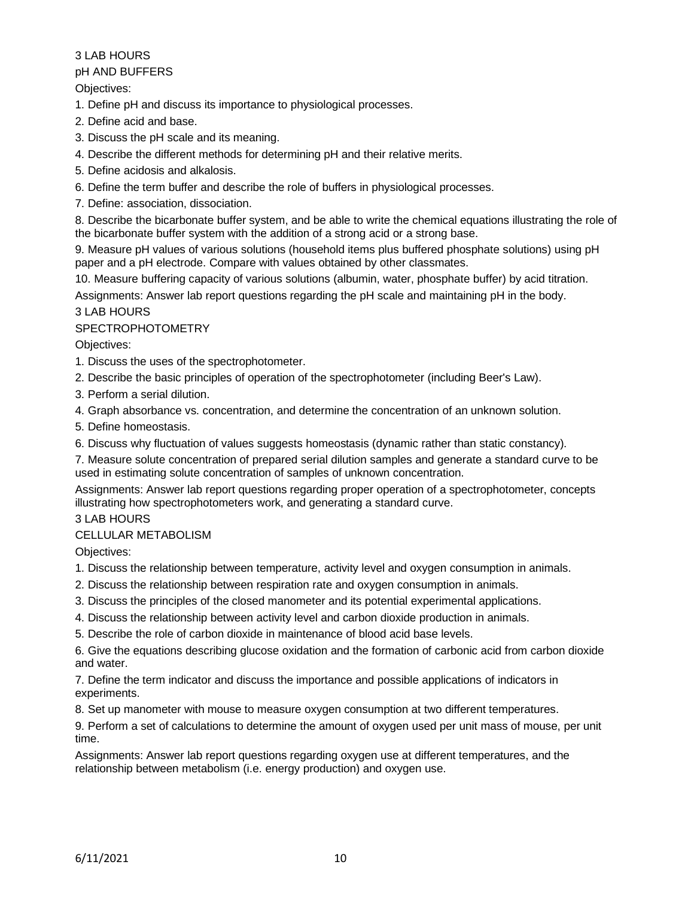3 LAB HOURS

pH AND BUFFERS

Objectives:

1. Define pH and discuss its importance to physiological processes.
2. Define acid and base.
3. Discuss the pH scale and its meaning.
4. Describe the different methods for determining pH and their relative merits.
5. Define acidosis and alkalosis.
6. Define the term buffer and describe the role of buffers in physiological processes.
7. Define: association, dissociation.
8. Describe the bicarbonate buffer system, and be able to write the chemical equations illustrating the role of the bicarbonate buffer system with the addition of a strong acid or a strong base.
9. Measure pH values of various solutions (household items plus buffered phosphate solutions) using pH paper and a pH electrode. Compare with values obtained by other classmates.
10. Measure buffering capacity of various solutions (albumin, water, phosphate buffer) by acid titration.

Assignments: Answer lab report questions regarding the pH scale and maintaining pH in the body.

3 LAB HOURS

SPECTROPHOTOMETRY

Objectives:

1. Discuss the uses of the spectrophotometer.
2. Describe the basic principles of operation of the spectrophotometer (including Beer's Law).
3. Perform a serial dilution.
4. Graph absorbance vs. concentration, and determine the concentration of an unknown solution.
5. Define homeostasis.
6. Discuss why fluctuation of values suggests homeostasis (dynamic rather than static constancy).
7. Measure solute concentration of prepared serial dilution samples and generate a standard curve to be used in estimating solute concentration of samples of unknown concentration.

Assignments: Answer lab report questions regarding proper operation of a spectrophotometer, concepts illustrating how spectrophotometers work, and generating a standard curve.

3 LAB HOURS

CELLULAR METABOLISM

Objectives:

1. Discuss the relationship between temperature, activity level and oxygen consumption in animals.
2. Discuss the relationship between respiration rate and oxygen consumption in animals.
3. Discuss the principles of the closed manometer and its potential experimental applications.
4. Discuss the relationship between activity level and carbon dioxide production in animals.
5. Describe the role of carbon dioxide in maintenance of blood acid base levels.
6. Give the equations describing glucose oxidation and the formation of carbonic acid from carbon dioxide and water.
7. Define the term indicator and discuss the importance and possible applications of indicators in experiments.
8. Set up manometer with mouse to measure oxygen consumption at two different temperatures.
9. Perform a set of calculations to determine the amount of oxygen used per unit mass of mouse, per unit time.

Assignments: Answer lab report questions regarding oxygen use at different temperatures, and the relationship between metabolism (i.e. energy production) and oxygen use.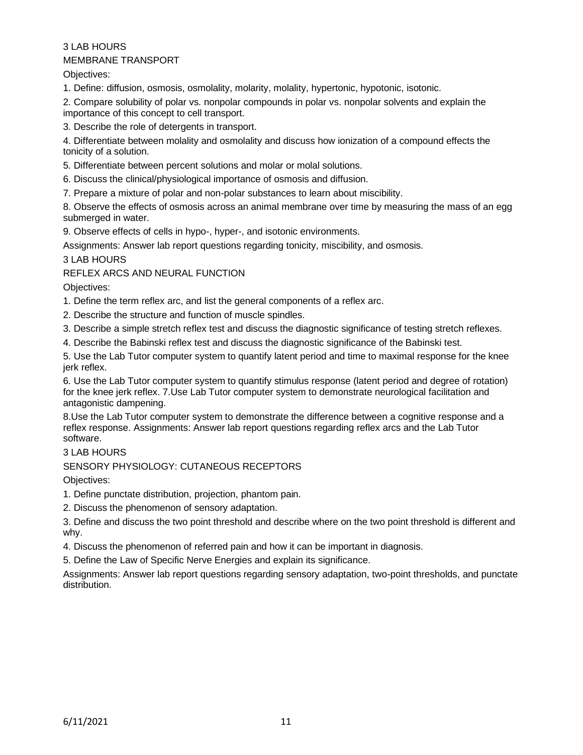3 LAB HOURS

MEMBRANE TRANSPORT

Objectives:

1. Define: diffusion, osmosis, osmolality, molarity, molality, hypertonic, hypotonic, isotonic.
2. Compare solubility of polar vs. nonpolar compounds in polar vs. nonpolar solvents and explain the importance of this concept to cell transport.
3. Describe the role of detergents in transport.
4. Differentiate between molality and osmolality and discuss how ionization of a compound effects the tonicity of a solution.
5. Differentiate between percent solutions and molar or molal solutions.
6. Discuss the clinical/physiological importance of osmosis and diffusion.
7. Prepare a mixture of polar and non-polar substances to learn about miscibility.
8. Observe the effects of osmosis across an animal membrane over time by measuring the mass of an egg submerged in water.
9. Observe effects of cells in hypo-, hyper-, and isotonic environments.

Assignments: Answer lab report questions regarding tonicity, miscibility, and osmosis.

3 LAB HOURS

REFLEX ARCS AND NEURAL FUNCTION

Objectives:

1. Define the term reflex arc, and list the general components of a reflex arc.
2. Describe the structure and function of muscle spindles.
3. Describe a simple stretch reflex test and discuss the diagnostic significance of testing stretch reflexes.
4. Describe the Babinski reflex test and discuss the diagnostic significance of the Babinski test.
5. Use the Lab Tutor computer system to quantify latent period and time to maximal response for the knee jerk reflex.
6. Use the Lab Tutor computer system to quantify stimulus response (latent period and degree of rotation) for the knee jerk reflex. 7.Use Lab Tutor computer system to demonstrate neurological facilitation and antagonistic dampening.

8.Use the Lab Tutor computer system to demonstrate the difference between a cognitive response and a reflex response. Assignments: Answer lab report questions regarding reflex arcs and the Lab Tutor software.

3 LAB HOURS

SENSORY PHYSIOLOGY: CUTANEOUS RECEPTORS

Objectives:

1. Define punctate distribution, projection, phantom pain.
2. Discuss the phenomenon of sensory adaptation.
3. Define and discuss the two point threshold and describe where on the two point threshold is different and why.
4. Discuss the phenomenon of referred pain and how it can be important in diagnosis.
5. Define the Law of Specific Nerve Energies and explain its significance.

Assignments: Answer lab report questions regarding sensory adaptation, two-point thresholds, and punctate distribution.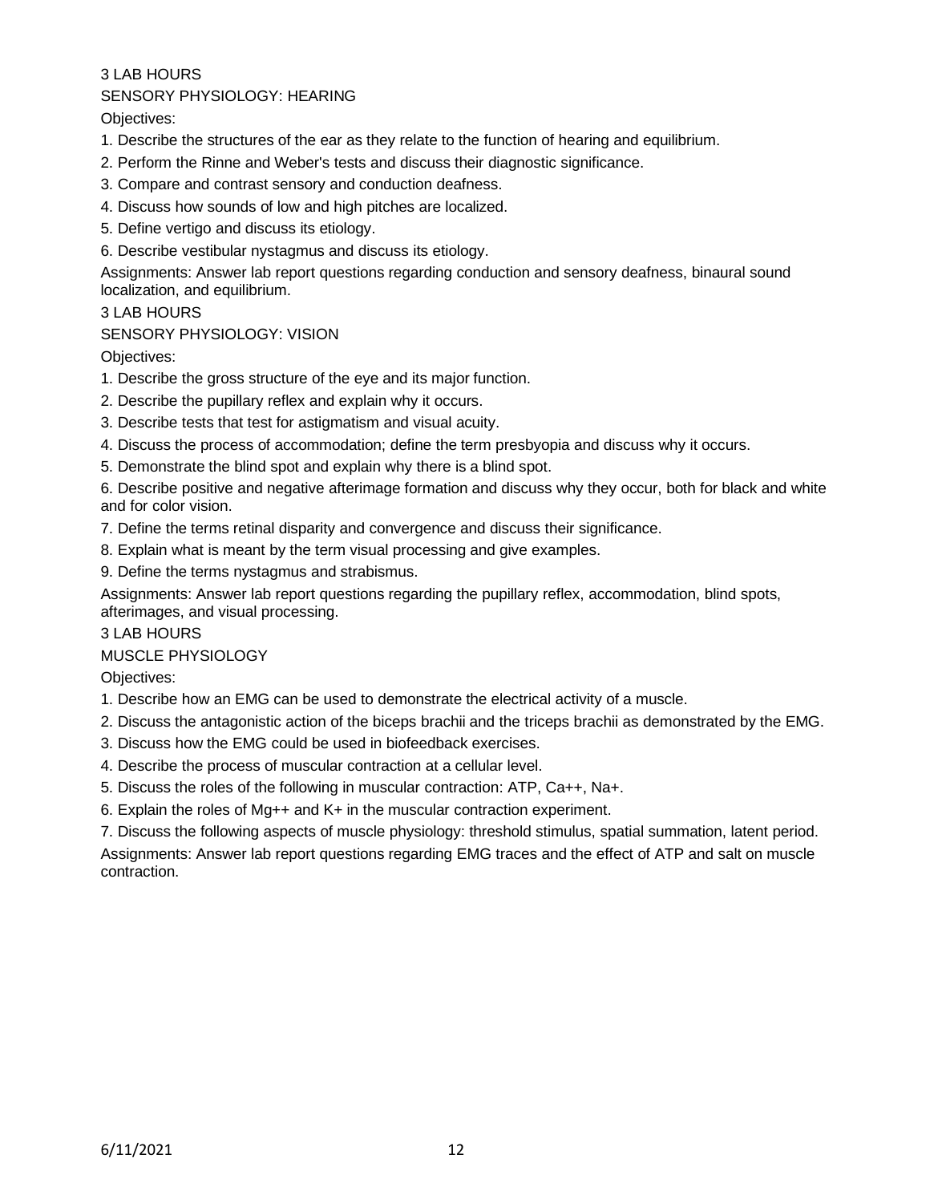3 LAB HOURS

SENSORY PHYSIOLOGY: HEARING

Objectives:

1. Describe the structures of the ear as they relate to the function of hearing and equilibrium.
2. Perform the Rinne and Weber's tests and discuss their diagnostic significance.
3. Compare and contrast sensory and conduction deafness.
4. Discuss how sounds of low and high pitches are localized.
5. Define vertigo and discuss its etiology.
6. Describe vestibular nystagmus and discuss its etiology.

Assignments: Answer lab report questions regarding conduction and sensory deafness, binaural sound localization, and equilibrium.

3 LAB HOURS

SENSORY PHYSIOLOGY: VISION

Objectives:

1. Describe the gross structure of the eye and its major function.
2. Describe the pupillary reflex and explain why it occurs.
3. Describe tests that test for astigmatism and visual acuity.
4. Discuss the process of accommodation; define the term presbyopia and discuss why it occurs.
5. Demonstrate the blind spot and explain why there is a blind spot.
6. Describe positive and negative afterimage formation and discuss why they occur, both for black and white and for color vision.
7. Define the terms retinal disparity and convergence and discuss their significance.
8. Explain what is meant by the term visual processing and give examples.
9. Define the terms nystagmus and strabismus.

Assignments: Answer lab report questions regarding the pupillary reflex, accommodation, blind spots, afterimages, and visual processing.

3 LAB HOURS

MUSCLE PHYSIOLOGY

Objectives:

1. Describe how an EMG can be used to demonstrate the electrical activity of a muscle.
2. Discuss the antagonistic action of the biceps brachii and the triceps brachii as demonstrated by the EMG.
3. Discuss how the EMG could be used in biofeedback exercises.
4. Describe the process of muscular contraction at a cellular level.
5. Discuss the roles of the following in muscular contraction: ATP, $Ca^{++}$, $Na^{+}$.
6. Explain the roles of $Mg^{++}$ and $K^{+}$ in the muscular contraction experiment.
7. Discuss the following aspects of muscle physiology: threshold stimulus, spatial summation, latent period.

Assignments: Answer lab report questions regarding EMG traces and the effect of ATP and salt on muscle contraction.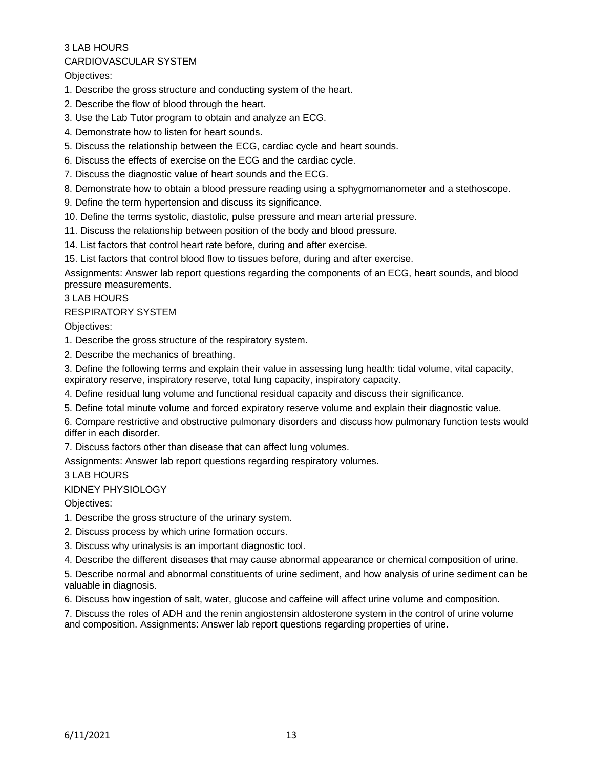3 LAB HOURS

CARDIOVASCULAR SYSTEM

Objectives:

1. Describe the gross structure and conducting system of the heart.
2. Describe the flow of blood through the heart.
3. Use the Lab Tutor program to obtain and analyze an ECG.
4. Demonstrate how to listen for heart sounds.
5. Discuss the relationship between the ECG, cardiac cycle and heart sounds.
6. Discuss the effects of exercise on the ECG and the cardiac cycle.
7. Discuss the diagnostic value of heart sounds and the ECG.
8. Demonstrate how to obtain a blood pressure reading using a sphygmomanometer and a stethoscope.
9. Define the term hypertension and discuss its significance.
10. Define the terms systolic, diastolic, pulse pressure and mean arterial pressure.
11. Discuss the relationship between position of the body and blood pressure.

14. List factors that control heart rate before, during and after exercise.

15. List factors that control blood flow to tissues before, during and after exercise.

Assignments: Answer lab report questions regarding the components of an ECG, heart sounds, and blood pressure measurements.

3 LAB HOURS

RESPIRATORY SYSTEM

Objectives:

1. Describe the gross structure of the respiratory system.
2. Describe the mechanics of breathing.
3. Define the following terms and explain their value in assessing lung health: tidal volume, vital capacity, expiratory reserve, inspiratory reserve, total lung capacity, inspiratory capacity.
4. Define residual lung volume and functional residual capacity and discuss their significance.
5. Define total minute volume and forced expiratory reserve volume and explain their diagnostic value.
6. Compare restrictive and obstructive pulmonary disorders and discuss how pulmonary function tests would differ in each disorder.
7. Discuss factors other than disease that can affect lung volumes.

Assignments: Answer lab report questions regarding respiratory volumes.

3 LAB HOURS

KIDNEY PHYSIOLOGY

Objectives:

1. Describe the gross structure of the urinary system.
2. Discuss process by which urine formation occurs.
3. Discuss why urinalysis is an important diagnostic tool.
4. Describe the different diseases that may cause abnormal appearance or chemical composition of urine.
5. Describe normal and abnormal constituents of urine sediment, and how analysis of urine sediment can be valuable in diagnosis.
6. Discuss how ingestion of salt, water, glucose and caffeine will affect urine volume and composition.
7. Discuss the roles of ADH and the renin angiostensin aldosterone system in the control of urine volume and composition. Assignments: Answer lab report questions regarding properties of urine.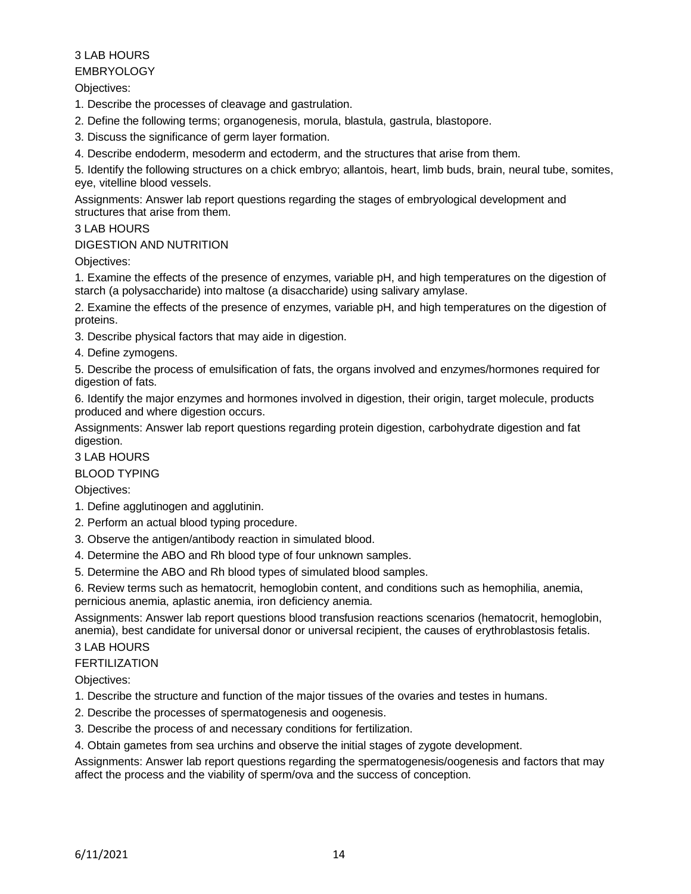3 LAB HOURS

EMBRYOLOGY

Objectives:

1. Describe the processes of cleavage and gastrulation.
2. Define the following terms; organogenesis, morula, blastula, gastrula, blastopore.
3. Discuss the significance of germ layer formation.
4. Describe endoderm, mesoderm and ectoderm, and the structures that arise from them.
5. Identify the following structures on a chick embryo; allantois, heart, limb buds, brain, neural tube, somites, eye, vitelline blood vessels.

Assignments: Answer lab report questions regarding the stages of embryological development and structures that arise from them.

3 LAB HOURS

DIGESTION AND NUTRITION

Objectives:

1. Examine the effects of the presence of enzymes, variable pH, and high temperatures on the digestion of starch (a polysaccharide) into maltose (a disaccharide) using salivary amylase.
2. Examine the effects of the presence of enzymes, variable pH, and high temperatures on the digestion of proteins.
3. Describe physical factors that may aide in digestion.
4. Define zymogens.
5. Describe the process of emulsification of fats, the organs involved and enzymes/hormones required for digestion of fats.
6. Identify the major enzymes and hormones involved in digestion, their origin, target molecule, products produced and where digestion occurs.

Assignments: Answer lab report questions regarding protein digestion, carbohydrate digestion and fat digestion.

3 LAB HOURS

BLOOD TYPING

Objectives:

1. Define agglutinogen and agglutinin.
2. Perform an actual blood typing procedure.
3. Observe the antigen/antibody reaction in simulated blood.
4. Determine the ABO and Rh blood type of four unknown samples.
5. Determine the ABO and Rh blood types of simulated blood samples.
6. Review terms such as hematocrit, hemoglobin content, and conditions such as hemophilia, anemia, pernicious anemia, aplastic anemia, iron deficiency anemia.

Assignments: Answer lab report questions blood transfusion reactions scenarios (hematocrit, hemoglobin, anemia), best candidate for universal donor or universal recipient, the causes of erythroblastosis fetalis.

3 LAB HOURS

FERTILIZATION

Objectives:

1. Describe the structure and function of the major tissues of the ovaries and testes in humans.
2. Describe the processes of spermatogenesis and oogenesis.
3. Describe the process of and necessary conditions for fertilization.
4. Obtain gametes from sea urchins and observe the initial stages of zygote development.

Assignments: Answer lab report questions regarding the spermatogenesis/oogenesis and factors that may affect the process and the viability of sperm/ova and the success of conception.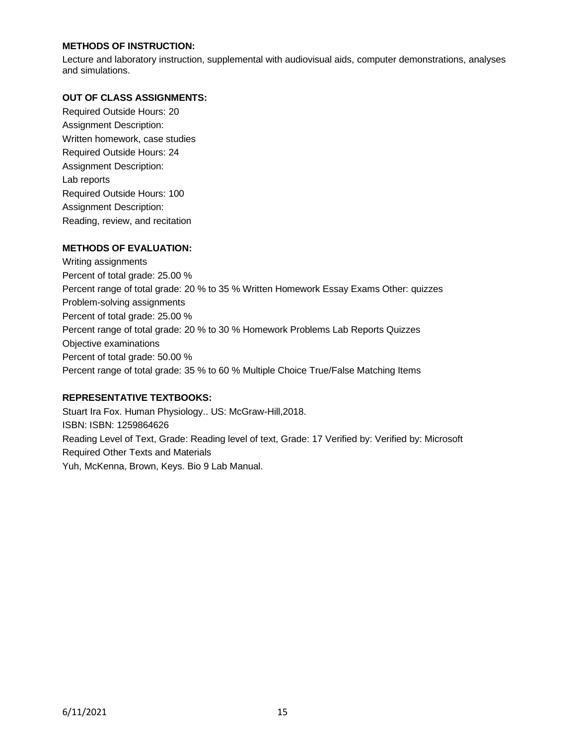**METHODS OF INSTRUCTION:**

Lecture and laboratory instruction, supplemental with audiovisual aids, computer demonstrations, analyses and simulations.

**OUT OF CLASS ASSIGNMENTS:**

Required Outside Hours: 20
Assignment Description:
Written homework, case studies
Required Outside Hours: 24
Assignment Description:
Lab reports
Required Outside Hours: 100
Assignment Description:
Reading, review, and recitation

**METHODS OF EVALUATION:**

Writing assignments
Percent of total grade: 25.00 %
Percent range of total grade: 20 % to 35 % Written Homework Essay Exams Other: quizzes
Problem-solving assignments
Percent of total grade: 25.00 %
Percent range of total grade: 20 % to 30 % Homework Problems Lab Reports Quizzes
Objective examinations
Percent of total grade: 50.00 %
Percent range of total grade: 35 % to 60 % Multiple Choice True/False Matching Items

**REPRESENTATIVE TEXTBOOKS:**

Stuart Ira Fox. Human Physiology.. US: McGraw-Hill,2018.
ISBN: ISBN: 1259864626
Reading Level of Text, Grade: Reading level of text, Grade: 17 Verified by: Verified by: Microsoft
Required Other Texts and Materials
Yuh, McKenna, Brown, Keys. Bio 9 Lab Manual.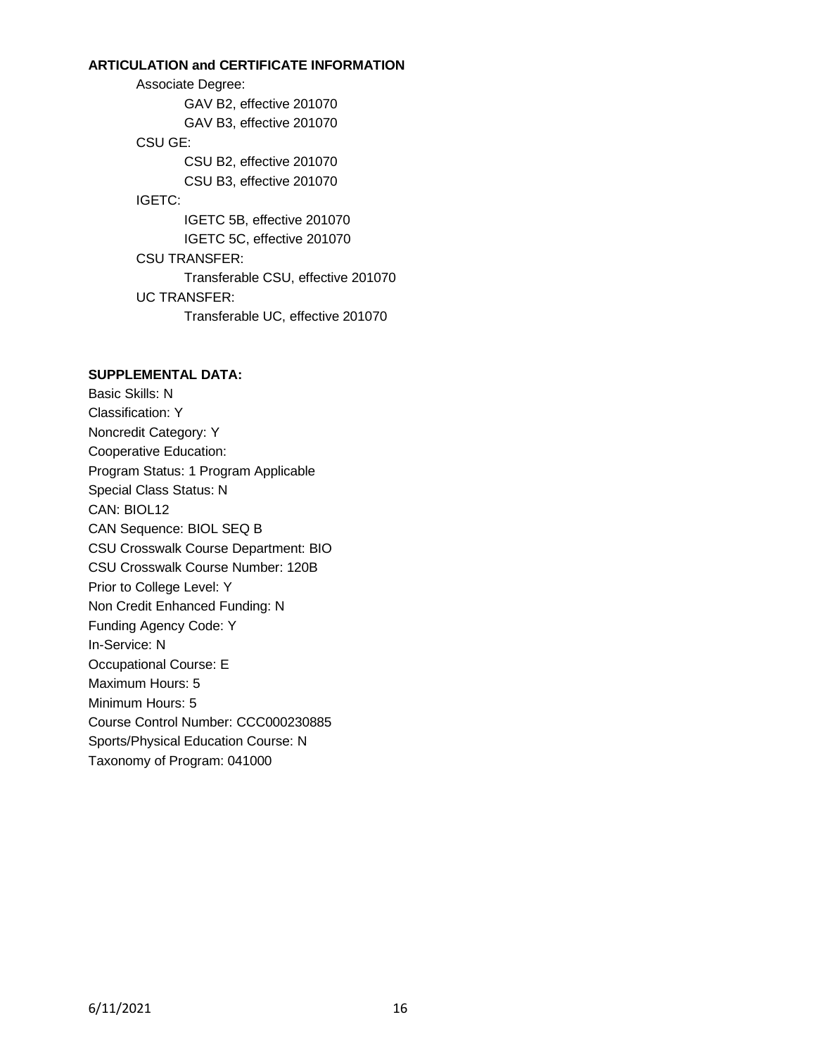**ARTICULATION and CERTIFICATE INFORMATION**

- Associate Degree:
  - GAV B2, effective 201070
  - GAV B3, effective 201070
- CSU GE:
  - CSU B2, effective 201070
  - CSU B3, effective 201070
- IGETC:
  - IGETC 5B, effective 201070
  - IGETC 5C, effective 201070
- CSU TRANSFER:
  - Transferable CSU, effective 201070
- UC TRANSFER:
  - Transferable UC, effective 201070

**SUPPLEMENTAL DATA:**

Basic Skills: N
Classification: Y
Noncredit Category: Y
Cooperative Education:
Program Status: 1 Program Applicable
Special Class Status: N
CAN: BIOL12
CAN Sequence: BIOL SEQ B
CSU Crosswalk Course Department: BIO
CSU Crosswalk Course Number: 120B
Prior to College Level: Y
Non Credit Enhanced Funding: N
Funding Agency Code: Y
In-Service: N
Occupational Course: E
Maximum Hours: 5
Minimum Hours: 5
Course Control Number: CCC000230885
Sports/Physical Education Course: N
Taxonomy of Program: 041000